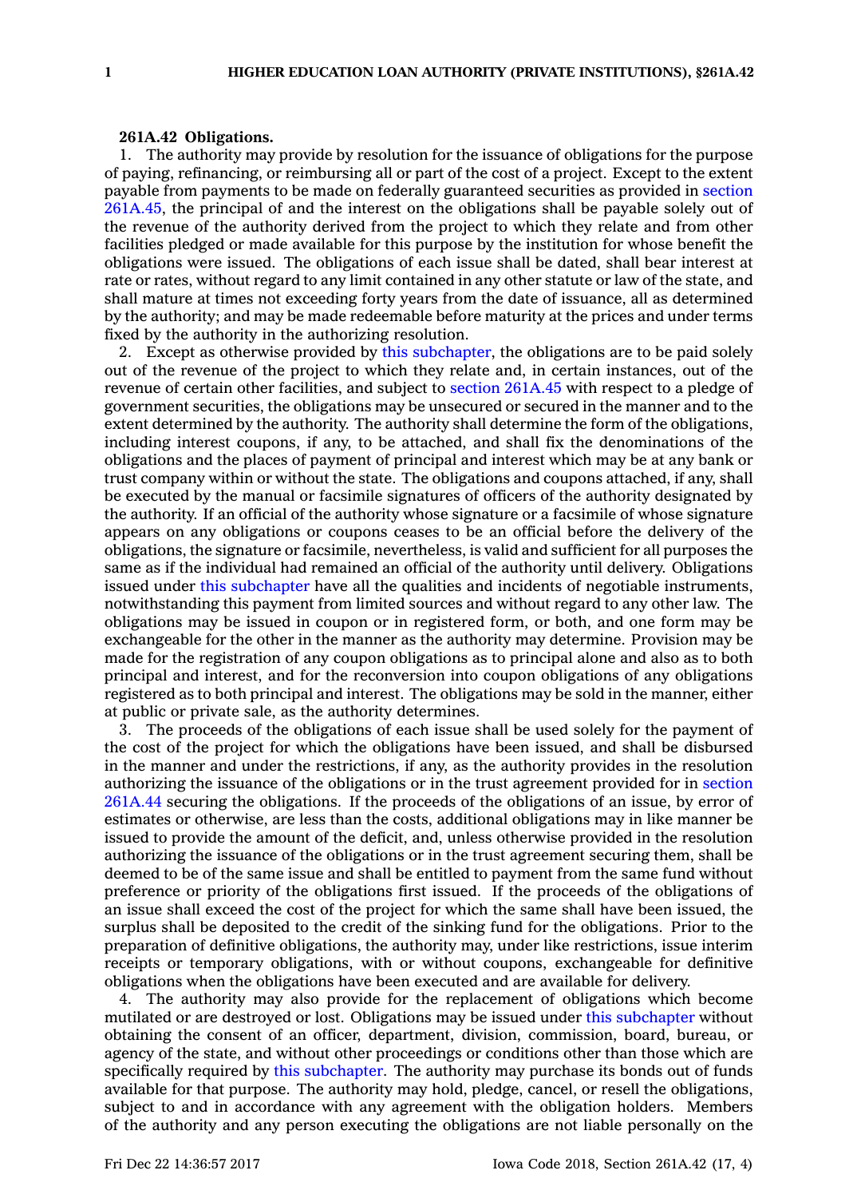**261A.42 Obligations.**

1. The authority may provide by resolution for the issuance of obligations for the purpose of paying, refinancing, or reimbursing all or part of the cost of a project. Except to the extent payable from payments to be made on federally guaranteed securities as provided in section 261A.45, the principal of and the interest on the obligations shall be payable solely out of the revenue of the authority derived from the project to which they relate and from other facilities pledged or made available for this purpose by the institution for whose benefit the obligations were issued. The obligations of each issue shall be dated, shall bear interest at rate or rates, without regard to any limit contained in any other statute or law of the state, and shall mature at times not exceeding forty years from the date of issuance, all as determined by the authority; and may be made redeemable before maturity at the prices and under terms fixed by the authority in the authorizing resolution.

2. Except as otherwise provided by this subchapter, the obligations are to be paid solely out of the revenue of the project to which they relate and, in certain instances, out of the revenue of certain other facilities, and subject to section 261A.45 with respect to a pledge of government securities, the obligations may be unsecured or secured in the manner and to the extent determined by the authority. The authority shall determine the form of the obligations, including interest coupons, if any, to be attached, and shall fix the denominations of the obligations and the places of payment of principal and interest which may be at any bank or trust company within or without the state. The obligations and coupons attached, if any, shall be executed by the manual or facsimile signatures of officers of the authority designated by the authority. If an official of the authority whose signature or a facsimile of whose signature appears on any obligations or coupons ceases to be an official before the delivery of the obligations, the signature or facsimile, nevertheless, is valid and sufficient for all purposes the same as if the individual had remained an official of the authority until delivery. Obligations issued under this subchapter have all the qualities and incidents of negotiable instruments, notwithstanding this payment from limited sources and without regard to any other law. The obligations may be issued in coupon or in registered form, or both, and one form may be exchangeable for the other in the manner as the authority may determine. Provision may be made for the registration of any coupon obligations as to principal alone and also as to both principal and interest, and for the reconversion into coupon obligations of any obligations registered as to both principal and interest. The obligations may be sold in the manner, either at public or private sale, as the authority determines.

3. The proceeds of the obligations of each issue shall be used solely for the payment of the cost of the project for which the obligations have been issued, and shall be disbursed in the manner and under the restrictions, if any, as the authority provides in the resolution authorizing the issuance of the obligations or in the trust agreement provided for in section 261A.44 securing the obligations. If the proceeds of the obligations of an issue, by error of estimates or otherwise, are less than the costs, additional obligations may in like manner be issued to provide the amount of the deficit, and, unless otherwise provided in the resolution authorizing the issuance of the obligations or in the trust agreement securing them, shall be deemed to be of the same issue and shall be entitled to payment from the same fund without preference or priority of the obligations first issued. If the proceeds of the obligations of an issue shall exceed the cost of the project for which the same shall have been issued, the surplus shall be deposited to the credit of the sinking fund for the obligations. Prior to the preparation of definitive obligations, the authority may, under like restrictions, issue interim receipts or temporary obligations, with or without coupons, exchangeable for definitive obligations when the obligations have been executed and are available for delivery.

4. The authority may also provide for the replacement of obligations which become mutilated or are destroyed or lost. Obligations may be issued under this subchapter without obtaining the consent of an officer, department, division, commission, board, bureau, or agency of the state, and without other proceedings or conditions other than those which are specifically required by this subchapter. The authority may purchase its bonds out of funds available for that purpose. The authority may hold, pledge, cancel, or resell the obligations, subject to and in accordance with any agreement with the obligation holders. Members of the authority and any person executing the obligations are not liable personally on the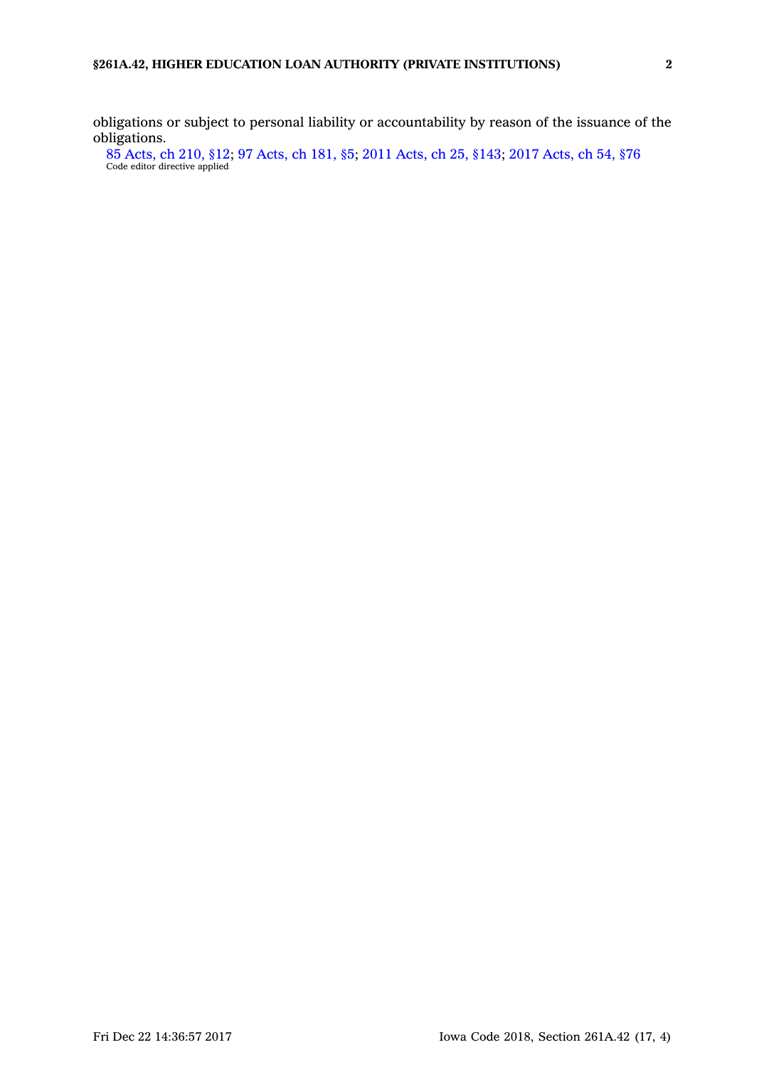obligations or subject to personal liability or accountability by reason of the issuance of the obligations.

85 Acts, ch 210, §12; 97 Acts, ch 181, §5; 2011 Acts, ch 25, §143; 2017 Acts, ch 54, §76
Code editor directive applied